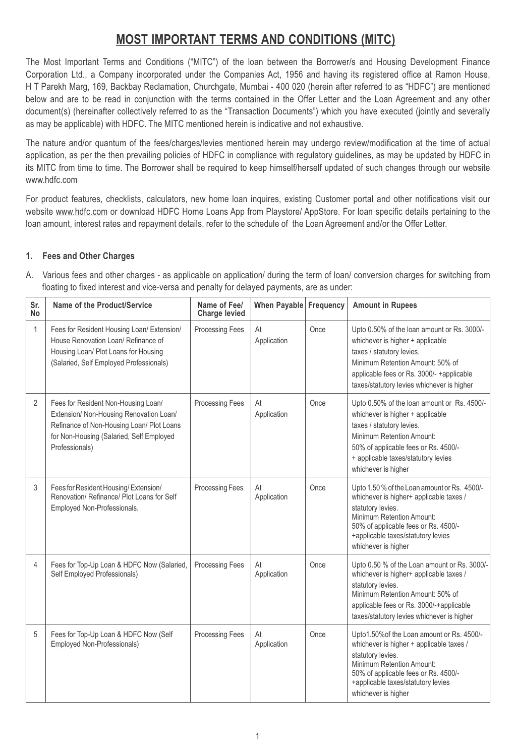# MOST IMPORTANT TERMS AND CONDITIONS (MITC)

The Most Important Terms and Conditions ("MITC") of the loan between the Borrower/s and Housing Development Finance Corporation Ltd., a Company incorporated under the Companies Act, 1956 and having its registered office at Ramon House, H T Parekh Marg, 169, Backbay Reclamation, Churchgate, Mumbai - 400 020 (herein after referred to as "HDFC") are mentioned below and are to be read in conjunction with the terms contained in the Offer Letter and the Loan Agreement and any other document(s) (hereinafter collectively referred to as the "Transaction Documents") which you have executed (jointly and severally as may be applicable) with HDFC. The MITC mentioned herein is indicative and not exhaustive.

The nature and/or quantum of the fees/charges/levies mentioned herein may undergo review/modification at the time of actual application, as per the then prevailing policies of HDFC in compliance with regulatory guidelines, as may be updated by HDFC in its MITC from time to time. The Borrower shall be required to keep himself/herself updated of such changes through our website www.hdfc.com

For product features, checklists, calculators, new home loan inquires, existing Customer portal and other notifications visit our website www.hdfc.com or download HDFC Home Loans App from Playstore/ AppStore. For loan specific details pertaining to the loan amount, interest rates and repayment details, refer to the schedule of the Loan Agreement and/or the Offer Letter.

**1. Fees and Other Charges**

A. Various fees and other charges - as applicable on application/ during the term of loan/ conversion charges for switching from floating to fixed interest and vice-versa and penalty for delayed payments, are as under:

| Sr. No | Name of the Product/Service | Name of Fee/ Charge levied | When Payable | Frequency | Amount in Rupees |
|---|---|---|---|---|---|
| 1 | Fees for Resident Housing Loan/ Extension/ House Renovation Loan/ Refinance of Housing Loan/ Plot Loans for Housing (Salaried, Self Employed Professionals) | Processing Fees | At Application | Once | Upto 0.50% of the loan amount or Rs. 3000/- whichever is higher + applicable taxes / statutory levies. Minimum Retention Amount: 50% of applicable fees or Rs. 3000/- +applicable taxes/statutory levies whichever is higher |
| 2 | Fees for Resident Non-Housing Loan/ Extension/ Non-Housing Renovation Loan/ Refinance of Non-Housing Loan/ Plot Loans for Non-Housing (Salaried, Self Employed Professionals) | Processing Fees | At Application | Once | Upto 0.50% of the loan amount or Rs. 4500/- whichever is higher + applicable taxes / statutory levies. Minimum Retention Amount: 50% of applicable fees or Rs. 4500/- + applicable taxes/statutory levies whichever is higher |
| 3 | Fees for Resident Housing/ Extension/ Renovation/ Refinance/ Plot Loans for Self Employed Non-Professionals. | Processing Fees | At Application | Once | Upto 1.50 % of the Loan amount or Rs. 4500/- whichever is higher+ applicable taxes / statutory levies. Minimum Retention Amount: 50% of applicable fees or Rs. 4500/- +applicable taxes/statutory levies whichever is higher |
| 4 | Fees for Top-Up Loan & HDFC Now (Salaried, Self Employed Professionals) | Processing Fees | At Application | Once | Upto 0.50 % of the Loan amount or Rs. 3000/- whichever is higher+ applicable taxes / statutory levies. Minimum Retention Amount: 50% of applicable fees or Rs. 3000/-+applicable taxes/statutory levies whichever is higher |
| 5 | Fees for Top-Up Loan & HDFC Now (Self Employed Non-Professionals) | Processing Fees | At Application | Once | Upto1.50%of the Loan amount or Rs. 4500/- whichever is higher + applicable taxes / statutory levies. Minimum Retention Amount: 50% of applicable fees or Rs. 4500/- +applicable taxes/statutory levies whichever is higher |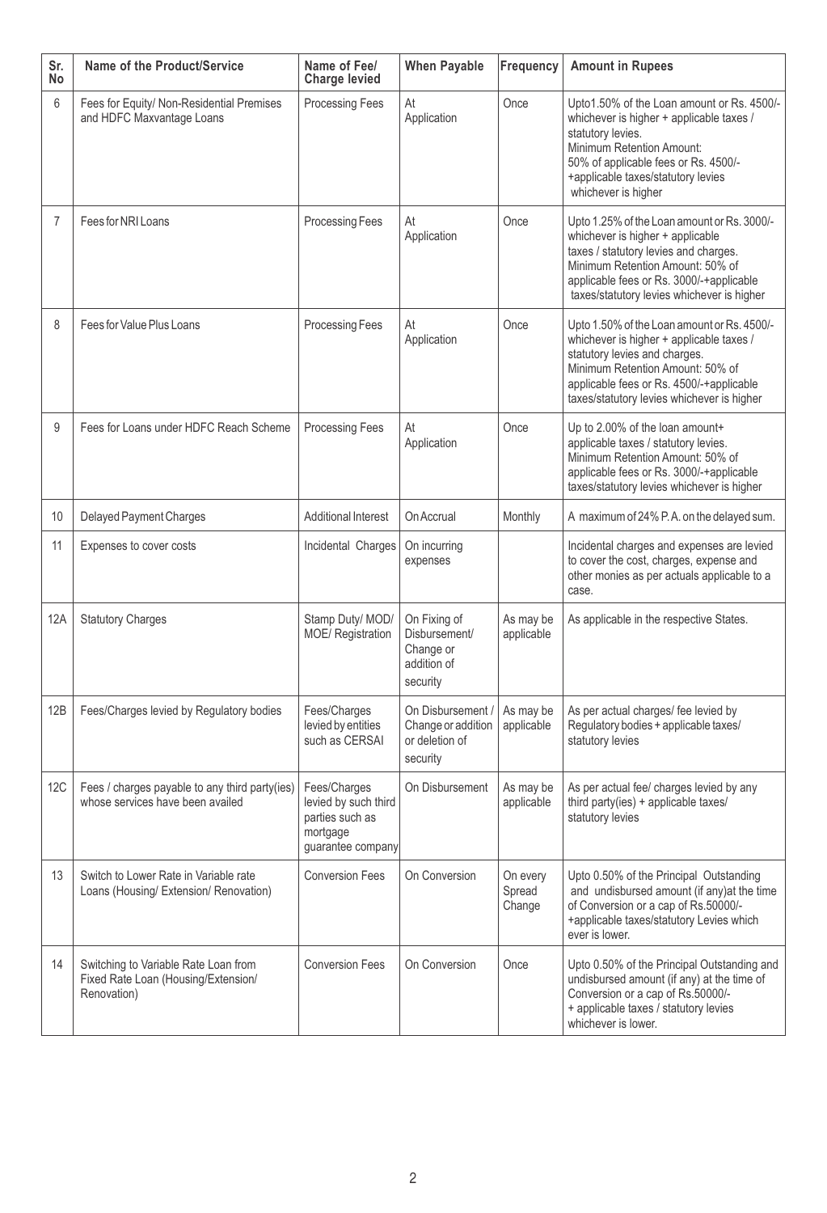| Sr. No | Name of the Product/Service | Name of Fee/ Charge levied | When Payable | Frequency | Amount in Rupees |
|---|---|---|---|---|---|
| 6 | Fees for Equity/ Non-Residential Premises and HDFC Maxvantage Loans | Processing Fees | At Application | Once | Upto1.50% of the Loan amount or Rs. 4500/- whichever is higher + applicable taxes / statutory levies. Minimum Retention Amount: 50% of applicable fees or Rs. 4500/- +applicable taxes/statutory levies whichever is higher |
| 7 | Fees for NRI Loans | Processing Fees | At Application | Once | Upto 1.25% of the Loan amount or Rs. 3000/- whichever is higher + applicable taxes / statutory levies and charges. Minimum Retention Amount: 50% of applicable fees or Rs. 3000/-+applicable taxes/statutory levies whichever is higher |
| 8 | Fees for Value Plus Loans | Processing Fees | At Application | Once | Upto 1.50% of the Loan amount or Rs. 4500/- whichever is higher + applicable taxes / statutory levies and charges. Minimum Retention Amount: 50% of applicable fees or Rs. 4500/-+applicable taxes/statutory levies whichever is higher |
| 9 | Fees for Loans under HDFC Reach Scheme | Processing Fees | At Application | Once | Up to 2.00% of the loan amount+ applicable taxes / statutory levies. Minimum Retention Amount: 50% of applicable fees or Rs. 3000/-+applicable taxes/statutory levies whichever is higher |
| 10 | Delayed Payment Charges | Additional Interest | On Accrual | Monthly | A maximum of 24% P. A. on the delayed sum. |
| 11 | Expenses to cover costs | Incidental Charges | On incurring expenses | | Incidental charges and expenses are levied to cover the cost, charges, expense and other monies as per actuals applicable to a case. |
| 12A | Statutory Charges | Stamp Duty/ MOD/ MOE/ Registration | On Fixing of Disbursement/ Change or addition of security | As may be applicable | As applicable in the respective States. |
| 12B | Fees/Charges levied by Regulatory bodies | Fees/Charges levied by entities such as CERSAI | On Disbursement / Change or addition or deletion of security | As may be applicable | As per actual charges/ fee levied by Regulatory bodies + applicable taxes/ statutory levies |
| 12C | Fees / charges payable to any third party(ies) whose services have been availed | Fees/Charges levied by such third parties such as mortgage guarantee company | On Disbursement | As may be applicable | As per actual fee/ charges levied by any third party(ies) + applicable taxes/ statutory levies |
| 13 | Switch to Lower Rate in Variable rate Loans (Housing/ Extension/ Renovation) | Conversion Fees | On Conversion | On every Spread Change | Upto 0.50% of the Principal Outstanding and undisbursed amount (if any)at the time of Conversion or a cap of Rs.50000/- +applicable taxes/statutory Levies which ever is lower. |
| 14 | Switching to Variable Rate Loan from Fixed Rate Loan (Housing/Extension/ Renovation) | Conversion Fees | On Conversion | Once | Upto 0.50% of the Principal Outstanding and undisbursed amount (if any) at the time of Conversion or a cap of Rs.50000/- + applicable taxes / statutory levies whichever is lower. |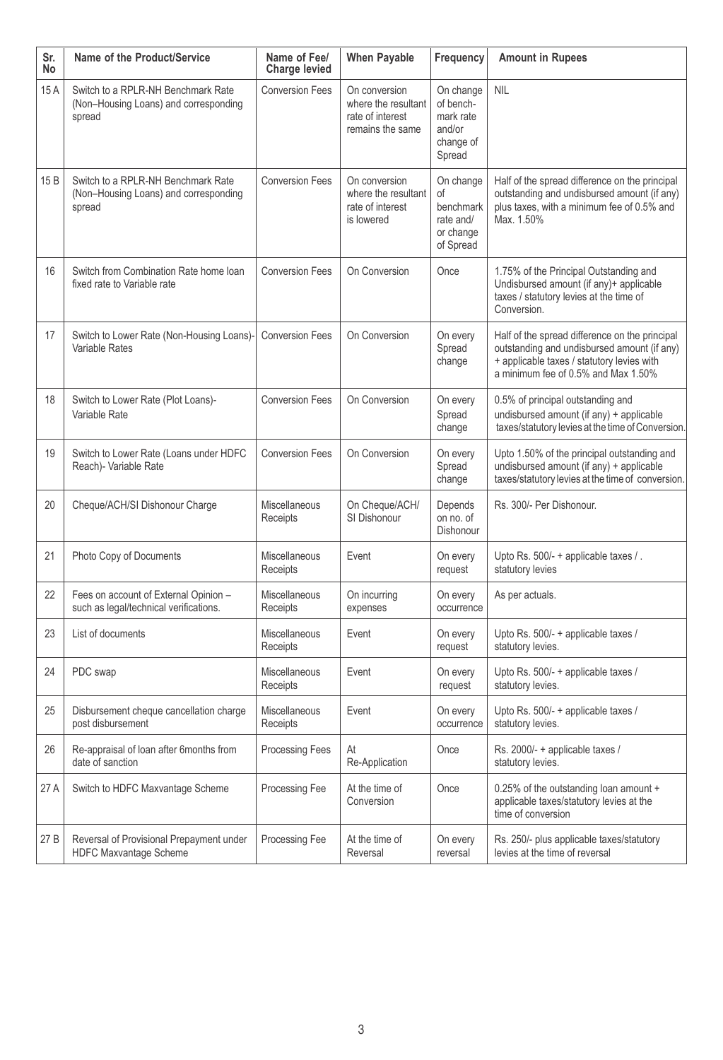| Sr. No | Name of the Product/Service | Name of Fee/ Charge levied | When Payable | Frequency | Amount in Rupees |
|---|---|---|---|---|---|
| 15 A | Switch to a RPLR-NH Benchmark Rate (Non–Housing Loans) and corresponding spread | Conversion Fees | On conversion where the resultant rate of interest remains the same | On change of bench-mark rate and/or change of Spread | NIL |
| 15 B | Switch to a RPLR-NH Benchmark Rate (Non–Housing Loans) and corresponding spread | Conversion Fees | On conversion where the resultant rate of interest is lowered | On change of benchmark rate and/ or change of Spread | Half of the spread difference on the principal outstanding and undisbursed amount (if any) plus taxes, with a minimum fee of 0.5% and Max. 1.50% |
| 16 | Switch from Combination Rate home loan fixed rate to Variable rate | Conversion Fees | On Conversion | Once | 1.75% of the Principal Outstanding and Undisbursed amount (if any)+ applicable taxes / statutory levies at the time of Conversion. |
| 17 | Switch to Lower Rate (Non-Housing Loans)- Variable Rates | Conversion Fees | On Conversion | On every Spread change | Half of the spread difference on the principal outstanding and undisbursed amount (if any) + applicable taxes / statutory levies with a minimum fee of 0.5% and Max 1.50% |
| 18 | Switch to Lower Rate (Plot Loans)- Variable Rate | Conversion Fees | On Conversion | On every Spread change | 0.5% of principal outstanding and undisbursed amount (if any) + applicable taxes/statutory levies at the time of Conversion. |
| 19 | Switch to Lower Rate (Loans under HDFC Reach)- Variable Rate | Conversion Fees | On Conversion | On every Spread change | Upto 1.50% of the principal outstanding and undisbursed amount (if any) + applicable taxes/statutory levies at the time of conversion. |
| 20 | Cheque/ACH/SI Dishonour Charge | Miscellaneous Receipts | On Cheque/ACH/ SI Dishonour | Depends on no. of Dishonour | Rs. 300/- Per Dishonour. |
| 21 | Photo Copy of Documents | Miscellaneous Receipts | Event | On every request | Upto Rs. 500/- + applicable taxes / . statutory levies |
| 22 | Fees on account of External Opinion – such as legal/technical verifications. | Miscellaneous Receipts | On incurring expenses | On every occurrence | As per actuals. |
| 23 | List of documents | Miscellaneous Receipts | Event | On every request | Upto Rs. 500/- + applicable taxes / statutory levies. |
| 24 | PDC swap | Miscellaneous Receipts | Event | On every request | Upto Rs. 500/- + applicable taxes / statutory levies. |
| 25 | Disbursement cheque cancellation charge post disbursement | Miscellaneous Receipts | Event | On every occurrence | Upto Rs. 500/- + applicable taxes / statutory levies. |
| 26 | Re-appraisal of loan after 6months from date of sanction | Processing Fees | At Re-Application | Once | Rs. 2000/- + applicable taxes / statutory levies. |
| 27 A | Switch to HDFC Maxvantage Scheme | Processing Fee | At the time of Conversion | Once | 0.25% of the outstanding loan amount + applicable taxes/statutory levies at the time of conversion |
| 27 B | Reversal of Provisional Prepayment under HDFC Maxvantage Scheme | Processing Fee | At the time of Reversal | On every reversal | Rs. 250/- plus applicable taxes/statutory levies at the time of reversal |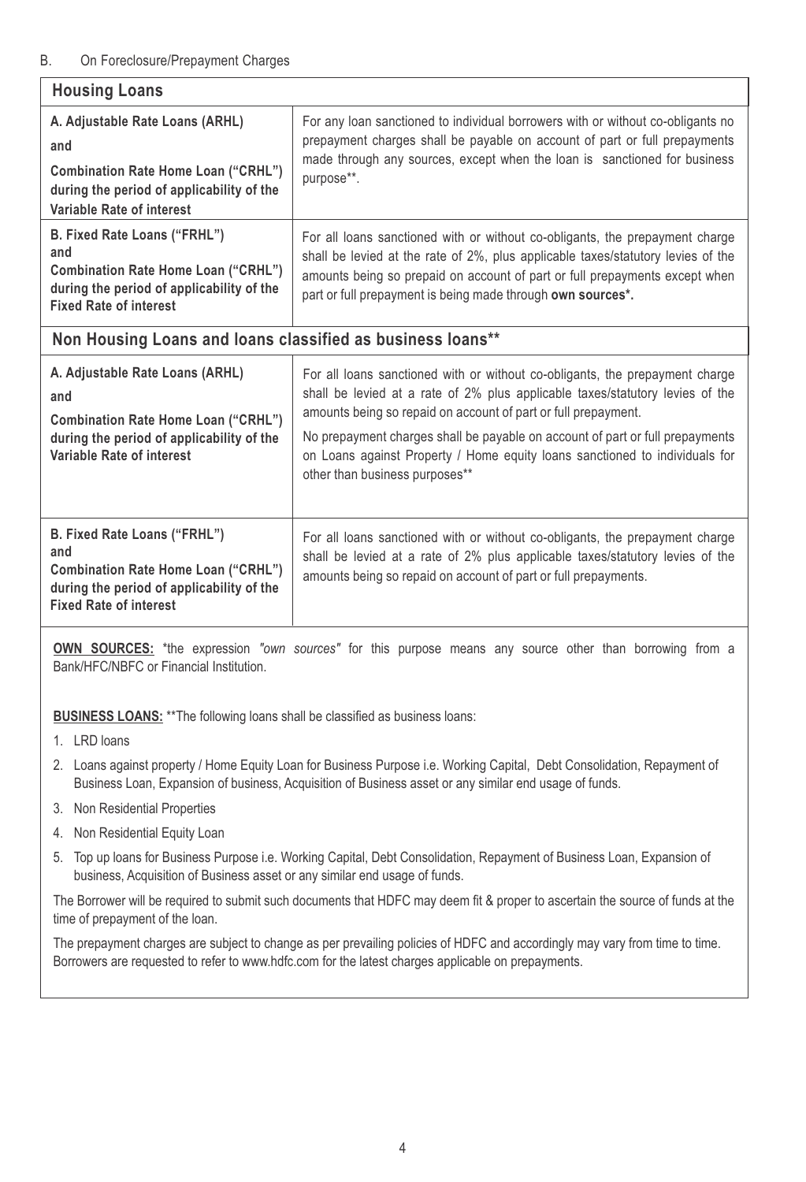B. On Foreclosure/Prepayment Charges

| **Housing Loans** | |
|---|---|
| **A. Adjustable Rate Loans (ARHL) and Combination Rate Home Loan ("CRHL") during the period of applicability of the Variable Rate of interest** | For any loan sanctioned to individual borrowers with or without co-obligants no prepayment charges shall be payable on account of part or full prepayments made through any sources, except when the loan is sanctioned for business purpose**. |
| **B. Fixed Rate Loans ("FRHL") and Combination Rate Home Loan ("CRHL") during the period of applicability of the Fixed Rate of interest** | For all loans sanctioned with or without co-obligants, the prepayment charge shall be levied at the rate of 2%, plus applicable taxes/statutory levies of the amounts being so prepaid on account of part or full prepayments except when part or full prepayment is being made through **own sources*.** |
| **Non Housing Loans and loans classified as business loans**** | |
| **A. Adjustable Rate Loans (ARHL) and Combination Rate Home Loan ("CRHL") during the period of applicability of the Variable Rate of interest** | For all loans sanctioned with or without co-obligants, the prepayment charge shall be levied at a rate of 2% plus applicable taxes/statutory levies of the amounts being so repaid on account of part or full prepayment. No prepayment charges shall be payable on account of part or full prepayments on Loans against Property / Home equity loans sanctioned to individuals for other than business purposes** |
| **B. Fixed Rate Loans ("FRHL") and Combination Rate Home Loan ("CRHL") during the period of applicability of the Fixed Rate of interest** | For all loans sanctioned with or without co-obligants, the prepayment charge shall be levied at a rate of 2% plus applicable taxes/statutory levies of the amounts being so repaid on account of part or full prepayments. |

**OWN SOURCES:** *the expression *"own sources"* for this purpose means any source other than borrowing from a Bank/HFC/NBFC or Financial Institution.

**BUSINESS LOANS:** **The following loans shall be classified as business loans:

1. LRD loans
2. Loans against property / Home Equity Loan for Business Purpose i.e. Working Capital, Debt Consolidation, Repayment of Business Loan, Expansion of business, Acquisition of Business asset or any similar end usage of funds.
3. Non Residential Properties
4. Non Residential Equity Loan
5. Top up loans for Business Purpose i.e. Working Capital, Debt Consolidation, Repayment of Business Loan, Expansion of business, Acquisition of Business asset or any similar end usage of funds.

The Borrower will be required to submit such documents that HDFC may deem fit & proper to ascertain the source of funds at the time of prepayment of the loan.

The prepayment charges are subject to change as per prevailing policies of HDFC and accordingly may vary from time to time. Borrowers are requested to refer to www.hdfc.com for the latest charges applicable on prepayments.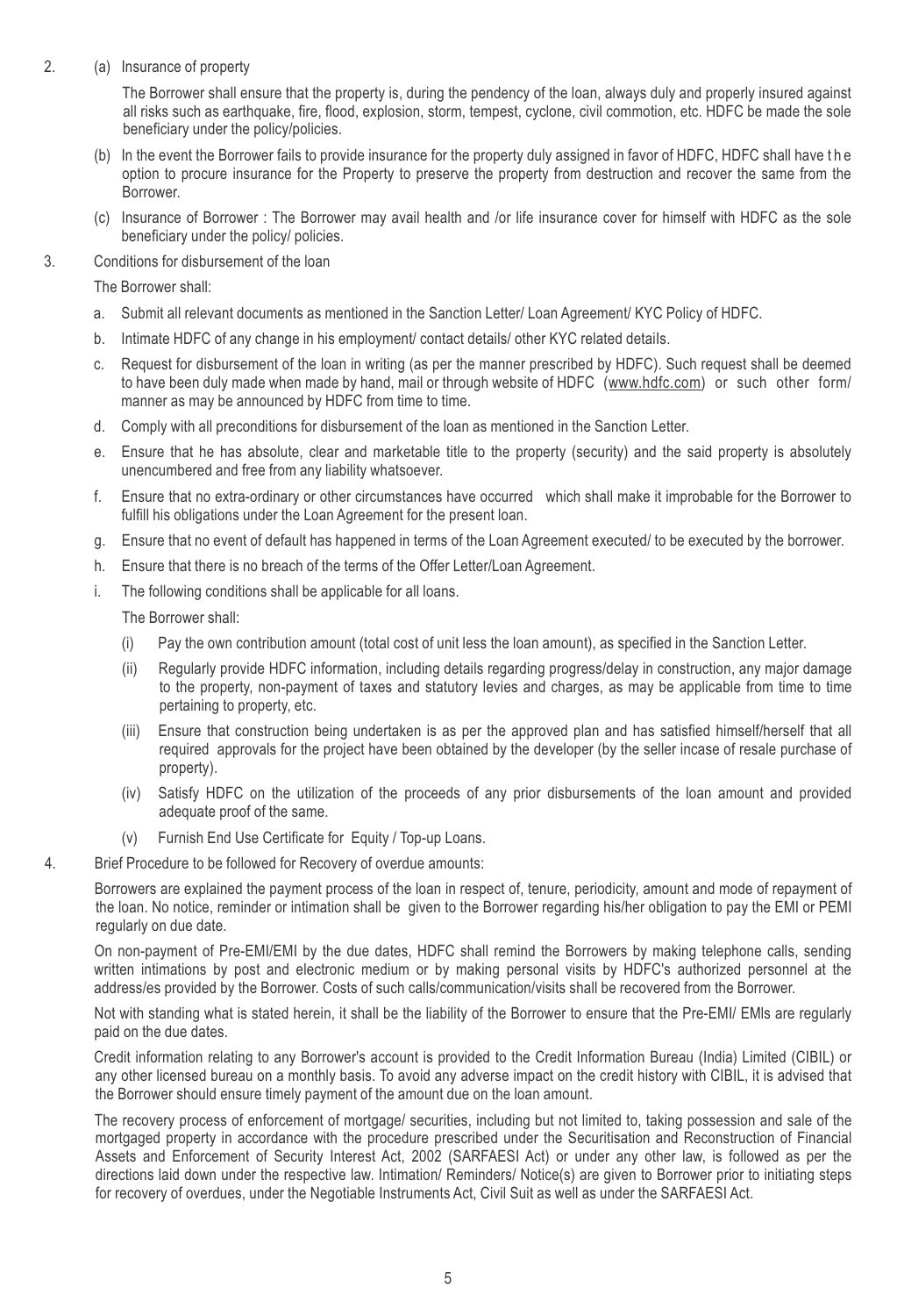2. (a) Insurance of property

   The Borrower shall ensure that the property is, during the pendency of the loan, always duly and properly insured against all risks such as earthquake, fire, flood, explosion, storm, tempest, cyclone, civil commotion, etc. HDFC be made the sole beneficiary under the policy/policies.

   (b) In the event the Borrower fails to provide insurance for the property duly assigned in favor of HDFC, HDFC shall have the option to procure insurance for the Property to preserve the property from destruction and recover the same from the Borrower.

   (c) Insurance of Borrower : The Borrower may avail health and /or life insurance cover for himself with HDFC as the sole beneficiary under the policy/ policies.

3. Conditions for disbursement of the loan

   The Borrower shall:

   a. Submit all relevant documents as mentioned in the Sanction Letter/ Loan Agreement/ KYC Policy of HDFC.

   b. Intimate HDFC of any change in his employment/ contact details/ other KYC related details.

   c. Request for disbursement of the loan in writing (as per the manner prescribed by HDFC). Such request shall be deemed to have been duly made when made by hand, mail or through website of HDFC (www.hdfc.com) or such other form/ manner as may be announced by HDFC from time to time.

   d. Comply with all preconditions for disbursement of the loan as mentioned in the Sanction Letter.

   e. Ensure that he has absolute, clear and marketable title to the property (security) and the said property is absolutely unencumbered and free from any liability whatsoever.

   f. Ensure that no extra-ordinary or other circumstances have occurred which shall make it improbable for the Borrower to fulfill his obligations under the Loan Agreement for the present loan.

   g. Ensure that no event of default has happened in terms of the Loan Agreement executed/ to be executed by the borrower.

   h. Ensure that there is no breach of the terms of the Offer Letter/Loan Agreement.

   i. The following conditions shall be applicable for all loans.

      The Borrower shall:

      (i) Pay the own contribution amount (total cost of unit less the loan amount), as specified in the Sanction Letter.

      (ii) Regularly provide HDFC information, including details regarding progress/delay in construction, any major damage to the property, non-payment of taxes and statutory levies and charges, as may be applicable from time to time pertaining to property, etc.

      (iii) Ensure that construction being undertaken is as per the approved plan and has satisfied himself/herself that all required approvals for the project have been obtained by the developer (by the seller incase of resale purchase of property).

      (iv) Satisfy HDFC on the utilization of the proceeds of any prior disbursements of the loan amount and provided adequate proof of the same.

      (v) Furnish End Use Certificate for Equity / Top-up Loans.

4. Brief Procedure to be followed for Recovery of overdue amounts:

   Borrowers are explained the payment process of the loan in respect of, tenure, periodicity, amount and mode of repayment of the loan. No notice, reminder or intimation shall be given to the Borrower regarding his/her obligation to pay the EMI or PEMI regularly on due date.

   On non-payment of Pre-EMI/EMI by the due dates, HDFC shall remind the Borrowers by making telephone calls, sending written intimations by post and electronic medium or by making personal visits by HDFC's authorized personnel at the address/es provided by the Borrower. Costs of such calls/communication/visits shall be recovered from the Borrower.

   Not with standing what is stated herein, it shall be the liability of the Borrower to ensure that the Pre-EMI/ EMIs are regularly paid on the due dates.

   Credit information relating to any Borrower's account is provided to the Credit Information Bureau (India) Limited (CIBIL) or any other licensed bureau on a monthly basis. To avoid any adverse impact on the credit history with CIBIL, it is advised that the Borrower should ensure timely payment of the amount due on the loan amount.

   The recovery process of enforcement of mortgage/ securities, including but not limited to, taking possession and sale of the mortgaged property in accordance with the procedure prescribed under the Securitisation and Reconstruction of Financial Assets and Enforcement of Security Interest Act, 2002 (SARFAESI Act) or under any other law, is followed as per the directions laid down under the respective law. Intimation/ Reminders/ Notice(s) are given to Borrower prior to initiating steps for recovery of overdues, under the Negotiable Instruments Act, Civil Suit as well as under the SARFAESI Act.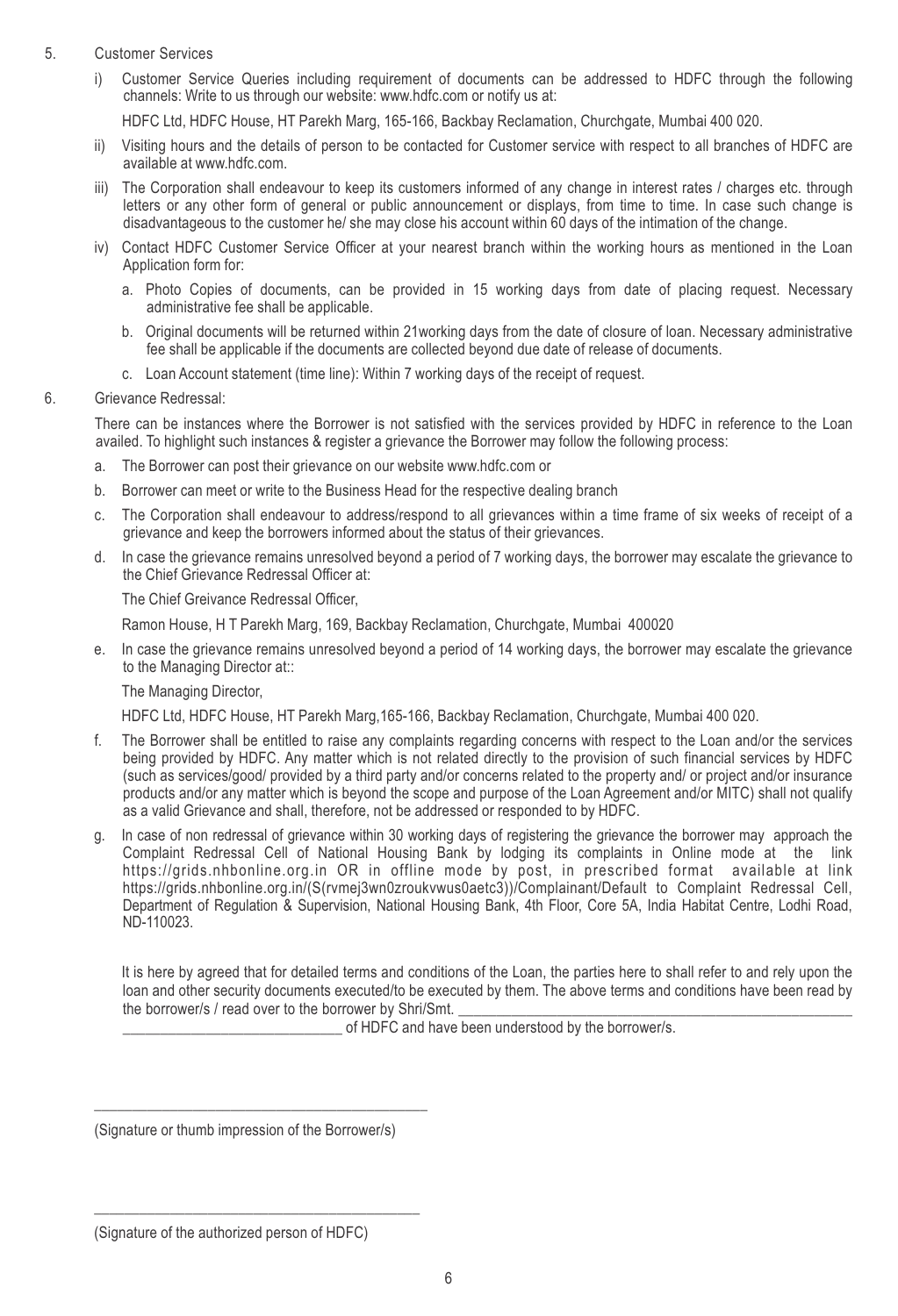5. Customer Services

   i) Customer Service Queries including requirement of documents can be addressed to HDFC through the following channels: Write to us through our website: www.hdfc.com or notify us at:

      HDFC Ltd, HDFC House, HT Parekh Marg, 165-166, Backbay Reclamation, Churchgate, Mumbai 400 020.

   ii) Visiting hours and the details of person to be contacted for Customer service with respect to all branches of HDFC are available at www.hdfc.com.

   iii) The Corporation shall endeavour to keep its customers informed of any change in interest rates / charges etc. through letters or any other form of general or public announcement or displays, from time to time. In case such change is disadvantageous to the customer he/ she may close his account within 60 days of the intimation of the change.

   iv) Contact HDFC Customer Service Officer at your nearest branch within the working hours as mentioned in the Loan Application form for:

      a. Photo Copies of documents, can be provided in 15 working days from date of placing request. Necessary administrative fee shall be applicable.

      b. Original documents will be returned within 21working days from the date of closure of loan. Necessary administrative fee shall be applicable if the documents are collected beyond due date of release of documents.

      c. Loan Account statement (time line): Within 7 working days of the receipt of request.

6. Grievance Redressal:

   There can be instances where the Borrower is not satisfied with the services provided by HDFC in reference to the Loan availed. To highlight such instances & register a grievance the Borrower may follow the following process:

   a. The Borrower can post their grievance on our website www.hdfc.com or

   b. Borrower can meet or write to the Business Head for the respective dealing branch

   c. The Corporation shall endeavour to address/respond to all grievances within a time frame of six weeks of receipt of a grievance and keep the borrowers informed about the status of their grievances.

   d. In case the grievance remains unresolved beyond a period of 7 working days, the borrower may escalate the grievance to the Chief Grievance Redressal Officer at:

      The Chief Greivance Redressal Officer,

      Ramon House, H T Parekh Marg, 169, Backbay Reclamation, Churchgate, Mumbai 400020

   e. In case the grievance remains unresolved beyond a period of 14 working days, the borrower may escalate the grievance to the Managing Director at::

      The Managing Director,

      HDFC Ltd, HDFC House, HT Parekh Marg,165-166, Backbay Reclamation, Churchgate, Mumbai 400 020.

   f. The Borrower shall be entitled to raise any complaints regarding concerns with respect to the Loan and/or the services being provided by HDFC. Any matter which is not related directly to the provision of such financial services by HDFC (such as services/good/ provided by a third party and/or concerns related to the property and/ or project and/or insurance products and/or any matter which is beyond the scope and purpose of the Loan Agreement and/or MITC) shall not qualify as a valid Grievance and shall, therefore, not be addressed or responded to by HDFC.

   g. In case of non redressal of grievance within 30 working days of registering the grievance the borrower may approach the Complaint Redressal Cell of National Housing Bank by lodging its complaints in Online mode at the link https://grids.nhbonline.org.in OR in offline mode by post, in prescribed format available at link https://grids.nhbonline.org.in/(S(rvmej3wn0zroukvwus0aetc3))/Complainant/Default to Complaint Redressal Cell, Department of Regulation & Supervision, National Housing Bank, 4th Floor, Core 5A, India Habitat Centre, Lodhi Road, ND-110023.

   It is here by agreed that for detailed terms and conditions of the Loan, the parties here to shall refer to and rely upon the loan and other security documents executed/to be executed by them. The above terms and conditions have been read by the borrower/s / read over to the borrower by Shri/Smt. ______________________________________________ ______________________________ of HDFC and have been understood by the borrower/s.

_____________________________________________

(Signature or thumb impression of the Borrower/s)

_____________________________________________

(Signature of the authorized person of HDFC)